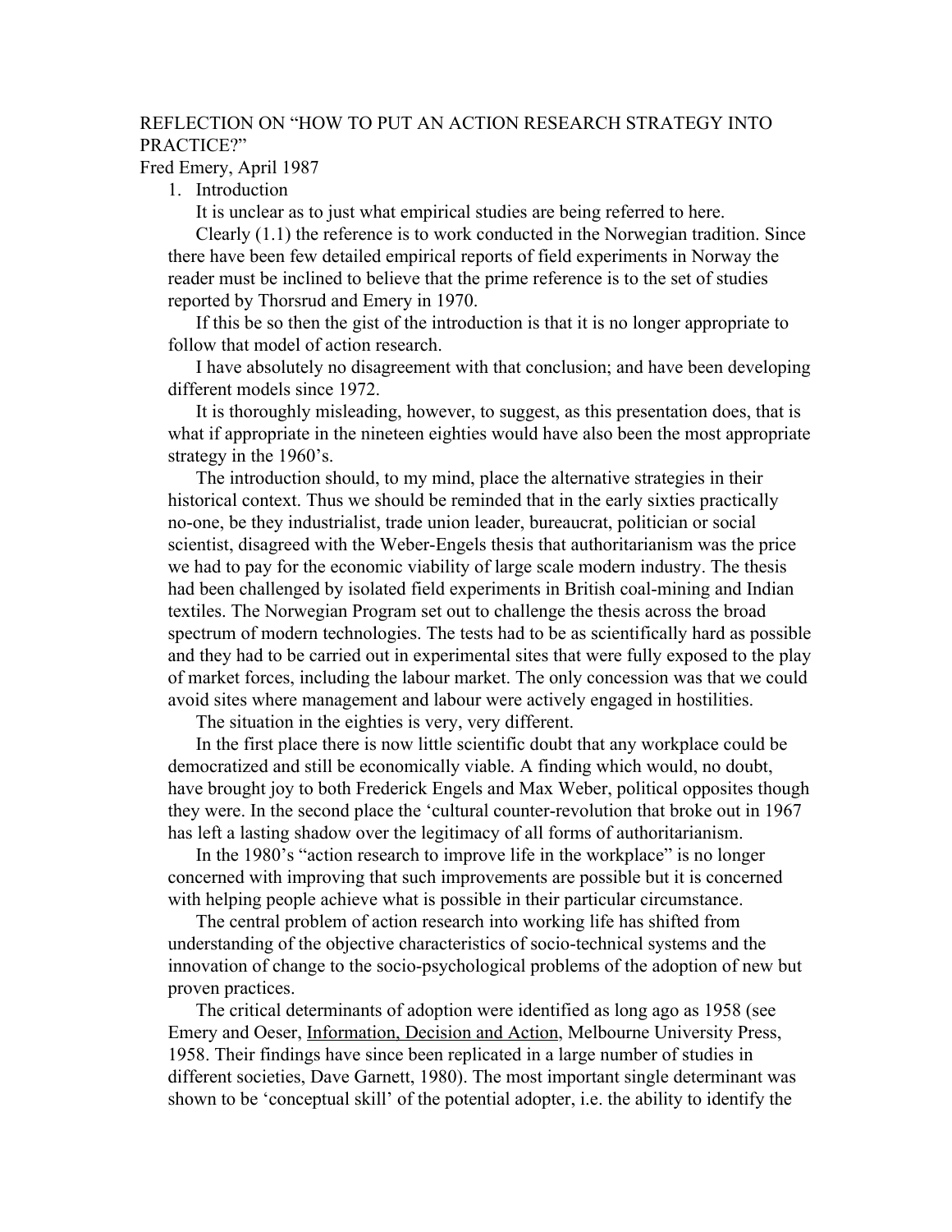REFLECTION ON "HOW TO PUT AN ACTION RESEARCH STRATEGY INTO PRACTICE?"

Fred Emery, April 1987

1. Introduction

It is unclear as to just what empirical studies are being referred to here.

Clearly (1.1) the reference is to work conducted in the Norwegian tradition. Since there have been few detailed empirical reports of field experiments in Norway the reader must be inclined to believe that the prime reference is to the set of studies reported by Thorsrud and Emery in 1970.

If this be so then the gist of the introduction is that it is no longer appropriate to follow that model of action research.

I have absolutely no disagreement with that conclusion; and have been developing different models since 1972.

It is thoroughly misleading, however, to suggest, as this presentation does, that is what if appropriate in the nineteen eighties would have also been the most appropriate strategy in the 1960's.

The introduction should, to my mind, place the alternative strategies in their historical context. Thus we should be reminded that in the early sixties practically no-one, be they industrialist, trade union leader, bureaucrat, politician or social scientist, disagreed with the Weber-Engels thesis that authoritarianism was the price we had to pay for the economic viability of large scale modern industry. The thesis had been challenged by isolated field experiments in British coal-mining and Indian textiles. The Norwegian Program set out to challenge the thesis across the broad spectrum of modern technologies. The tests had to be as scientifically hard as possible and they had to be carried out in experimental sites that were fully exposed to the play of market forces, including the labour market. The only concession was that we could avoid sites where management and labour were actively engaged in hostilities.

The situation in the eighties is very, very different.

In the first place there is now little scientific doubt that any workplace could be democratized and still be economically viable. A finding which would, no doubt, have brought joy to both Frederick Engels and Max Weber, political opposites though they were. In the second place the 'cultural counter-revolution that broke out in 1967 has left a lasting shadow over the legitimacy of all forms of authoritarianism.

In the 1980's "action research to improve life in the workplace" is no longer concerned with improving that such improvements are possible but it is concerned with helping people achieve what is possible in their particular circumstance.

The central problem of action research into working life has shifted from understanding of the objective characteristics of socio-technical systems and the innovation of change to the socio-psychological problems of the adoption of new but proven practices.

The critical determinants of adoption were identified as long ago as 1958 (see Emery and Oeser, Information, Decision and Action, Melbourne University Press, 1958. Their findings have since been replicated in a large number of studies in different societies, Dave Garnett, 1980). The most important single determinant was shown to be 'conceptual skill' of the potential adopter, i.e. the ability to identify the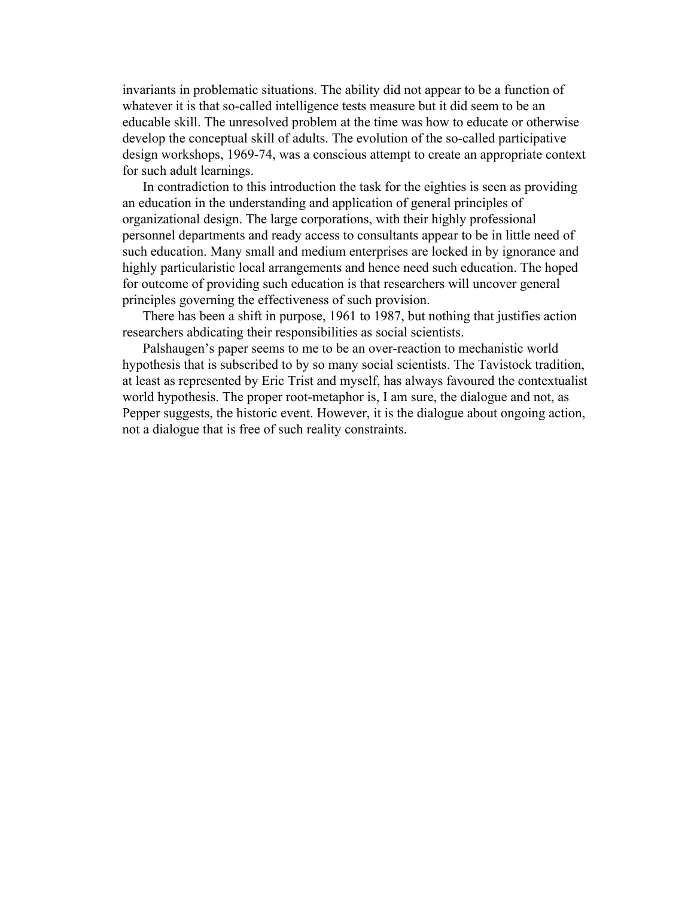invariants in problematic situations. The ability did not appear to be a function of whatever it is that so-called intelligence tests measure but it did seem to be an educable skill. The unresolved problem at the time was how to educate or otherwise develop the conceptual skill of adults. The evolution of the so-called participative design workshops, 1969-74, was a conscious attempt to create an appropriate context for such adult learnings.

In contradiction to this introduction the task for the eighties is seen as providing an education in the understanding and application of general principles of organizational design. The large corporations, with their highly professional personnel departments and ready access to consultants appear to be in little need of such education. Many small and medium enterprises are locked in by ignorance and highly particularistic local arrangements and hence need such education. The hoped for outcome of providing such education is that researchers will uncover general principles governing the effectiveness of such provision.

There has been a shift in purpose, 1961 to 1987, but nothing that justifies action researchers abdicating their responsibilities as social scientists.

Palshaugen's paper seems to me to be an over-reaction to mechanistic world hypothesis that is subscribed to by so many social scientists. The Tavistock tradition, at least as represented by Eric Trist and myself, has always favoured the contextualist world hypothesis. The proper root-metaphor is, I am sure, the dialogue and not, as Pepper suggests, the historic event. However, it is the dialogue about ongoing action, not a dialogue that is free of such reality constraints.